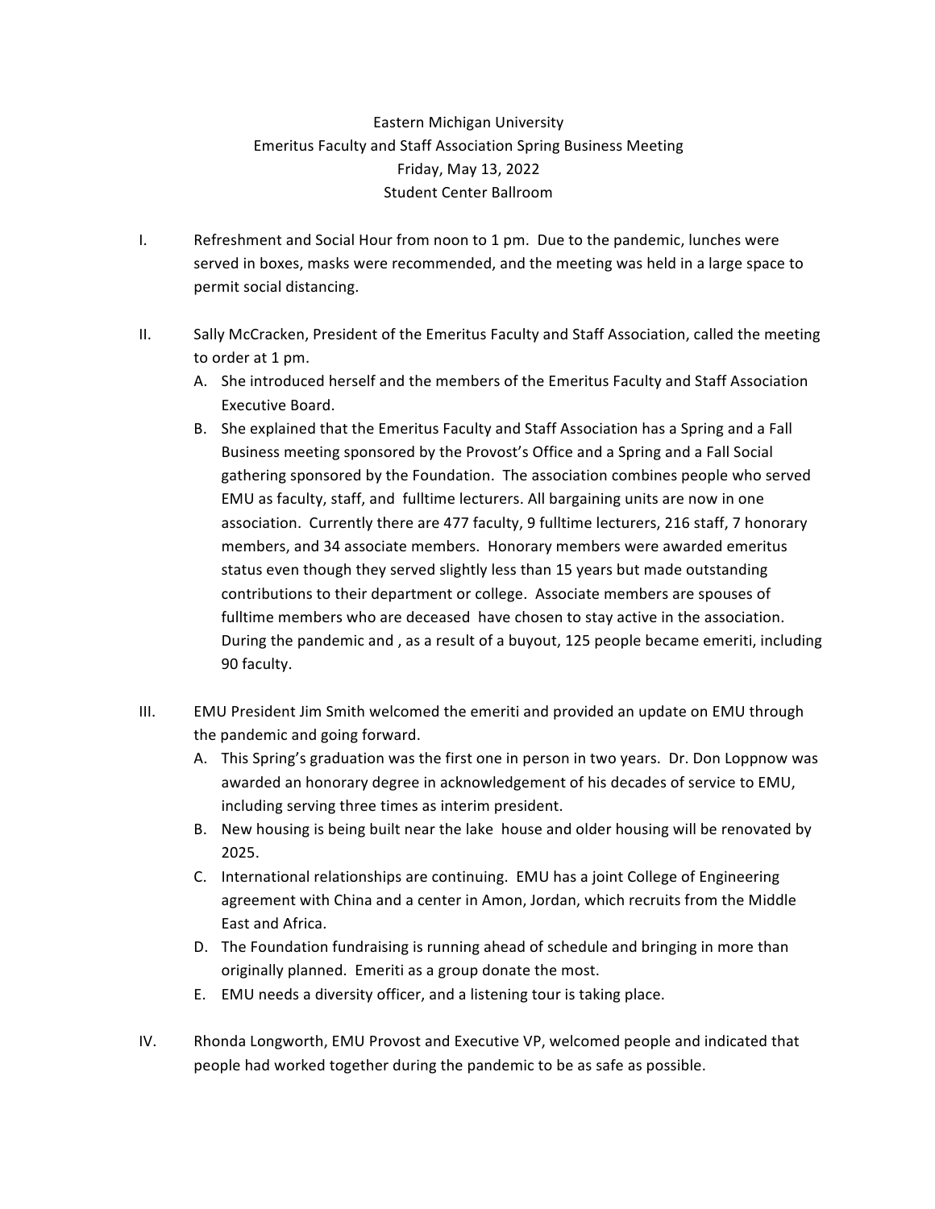# Eastern Michigan University
## Emeritus Faculty and Staff Association Spring Business Meeting
### Friday, May 13, 2022
### Student Center Ballroom

I. Refreshment and Social Hour from noon to 1 pm. Due to the pandemic, lunches were served in boxes, masks were recommended, and the meeting was held in a large space to permit social distancing.

II. Sally McCracken, President of the Emeritus Faculty and Staff Association, called the meeting to order at 1 pm.

   A. She introduced herself and the members of the Emeritus Faculty and Staff Association Executive Board.

   B. She explained that the Emeritus Faculty and Staff Association has a Spring and a Fall Business meeting sponsored by the Provost's Office and a Spring and a Fall Social gathering sponsored by the Foundation. The association combines people who served EMU as faculty, staff, and fulltime lecturers. All bargaining units are now in one association. Currently there are 477 faculty, 9 fulltime lecturers, 216 staff, 7 honorary members, and 34 associate members. Honorary members were awarded emeritus status even though they served slightly less than 15 years but made outstanding contributions to their department or college. Associate members are spouses of fulltime members who are deceased have chosen to stay active in the association. During the pandemic and , as a result of a buyout, 125 people became emeriti, including 90 faculty.

III. EMU President Jim Smith welcomed the emeriti and provided an update on EMU through the pandemic and going forward.

   A. This Spring's graduation was the first one in person in two years. Dr. Don Loppnow was awarded an honorary degree in acknowledgement of his decades of service to EMU, including serving three times as interim president.

   B. New housing is being built near the lake house and older housing will be renovated by 2025.

   C. International relationships are continuing. EMU has a joint College of Engineering agreement with China and a center in Amon, Jordan, which recruits from the Middle East and Africa.

   D. The Foundation fundraising is running ahead of schedule and bringing in more than originally planned. Emeriti as a group donate the most.

   E. EMU needs a diversity officer, and a listening tour is taking place.

IV. Rhonda Longworth, EMU Provost and Executive VP, welcomed people and indicated that people had worked together during the pandemic to be as safe as possible.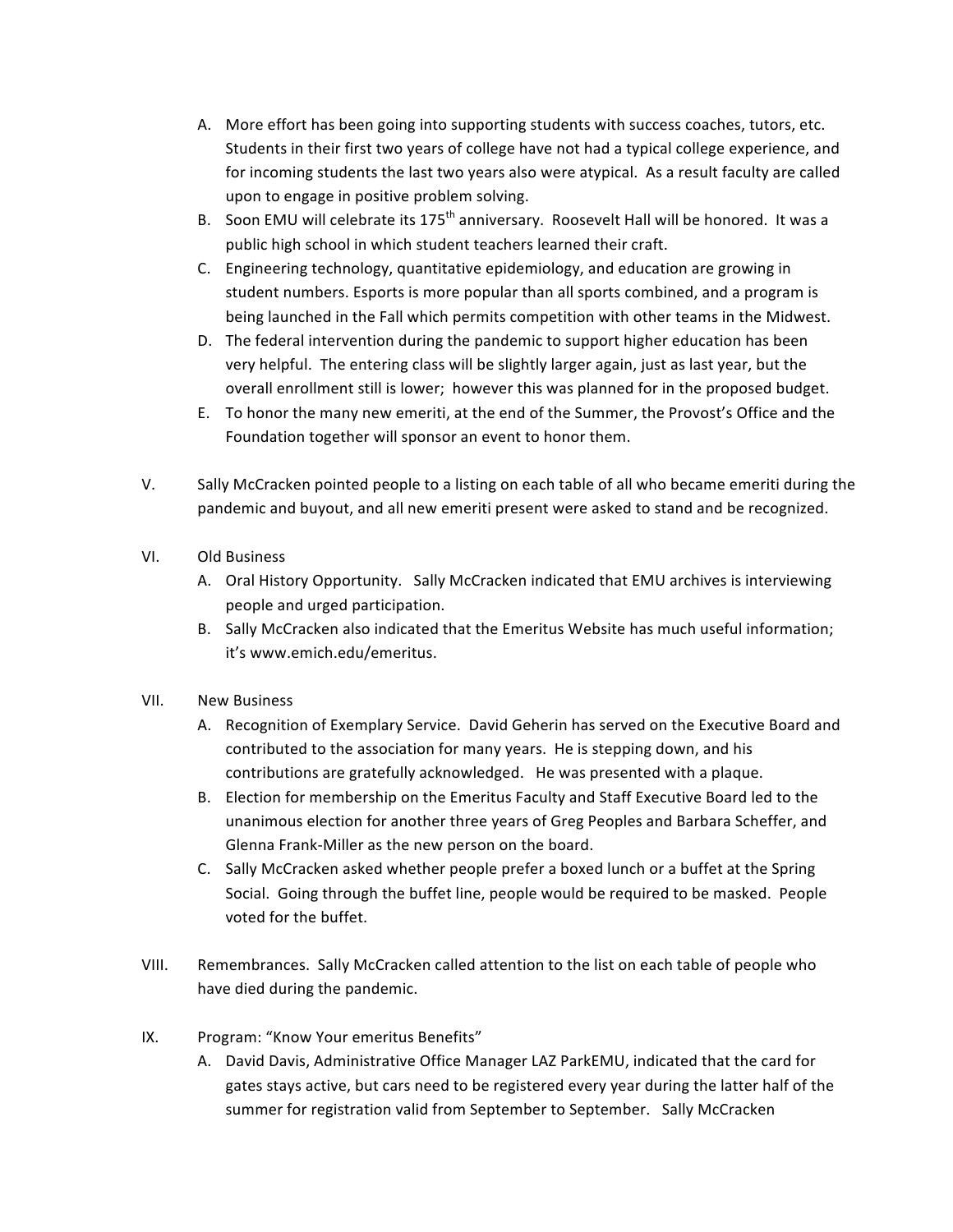A. More effort has been going into supporting students with success coaches, tutors, etc. Students in their first two years of college have not had a typical college experience, and for incoming students the last two years also were atypical. As a result faculty are called upon to engage in positive problem solving.
B. Soon EMU will celebrate its 175th anniversary. Roosevelt Hall will be honored. It was a public high school in which student teachers learned their craft.
C. Engineering technology, quantitative epidemiology, and education are growing in student numbers. Esports is more popular than all sports combined, and a program is being launched in the Fall which permits competition with other teams in the Midwest.
D. The federal intervention during the pandemic to support higher education has been very helpful. The entering class will be slightly larger again, just as last year, but the overall enrollment still is lower; however this was planned for in the proposed budget.
E. To honor the many new emeriti, at the end of the Summer, the Provost's Office and the Foundation together will sponsor an event to honor them.

V. Sally McCracken pointed people to a listing on each table of all who became emeriti during the pandemic and buyout, and all new emeriti present were asked to stand and be recognized.

VI. Old Business

A. Oral History Opportunity. Sally McCracken indicated that EMU archives is interviewing people and urged participation.
B. Sally McCracken also indicated that the Emeritus Website has much useful information; it's www.emich.edu/emeritus.

VII. New Business

A. Recognition of Exemplary Service. David Geherin has served on the Executive Board and contributed to the association for many years. He is stepping down, and his contributions are gratefully acknowledged. He was presented with a plaque.
B. Election for membership on the Emeritus Faculty and Staff Executive Board led to the unanimous election for another three years of Greg Peoples and Barbara Scheffer, and Glenna Frank-Miller as the new person on the board.
C. Sally McCracken asked whether people prefer a boxed lunch or a buffet at the Spring Social. Going through the buffet line, people would be required to be masked. People voted for the buffet.

VIII. Remembrances. Sally McCracken called attention to the list on each table of people who have died during the pandemic.

IX. Program: "Know Your emeritus Benefits"

A. David Davis, Administrative Office Manager LAZ ParkEMU, indicated that the card for gates stays active, but cars need to be registered every year during the latter half of the summer for registration valid from September to September. Sally McCracken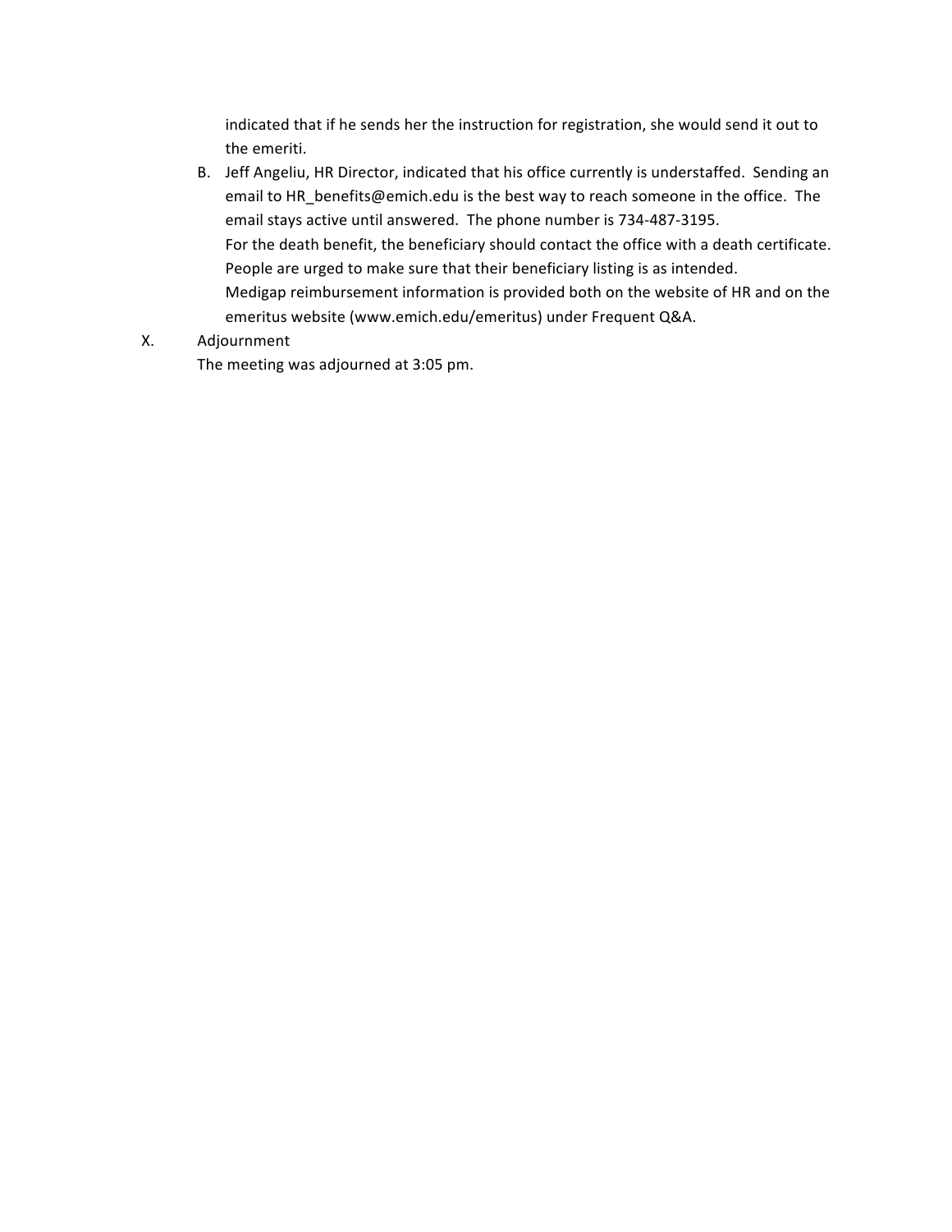indicated that if he sends her the instruction for registration, she would send it out to the emeriti.

B. Jeff Angeliu, HR Director, indicated that his office currently is understaffed. Sending an email to HR_benefits@emich.edu is the best way to reach someone in the office. The email stays active until answered. The phone number is 734-487-3195.
   For the death benefit, the beneficiary should contact the office with a death certificate. People are urged to make sure that their beneficiary listing is as intended.
   Medigap reimbursement information is provided both on the website of HR and on the emeritus website (www.emich.edu/emeritus) under Frequent Q&A.

X. Adjournment
   The meeting was adjourned at 3:05 pm.